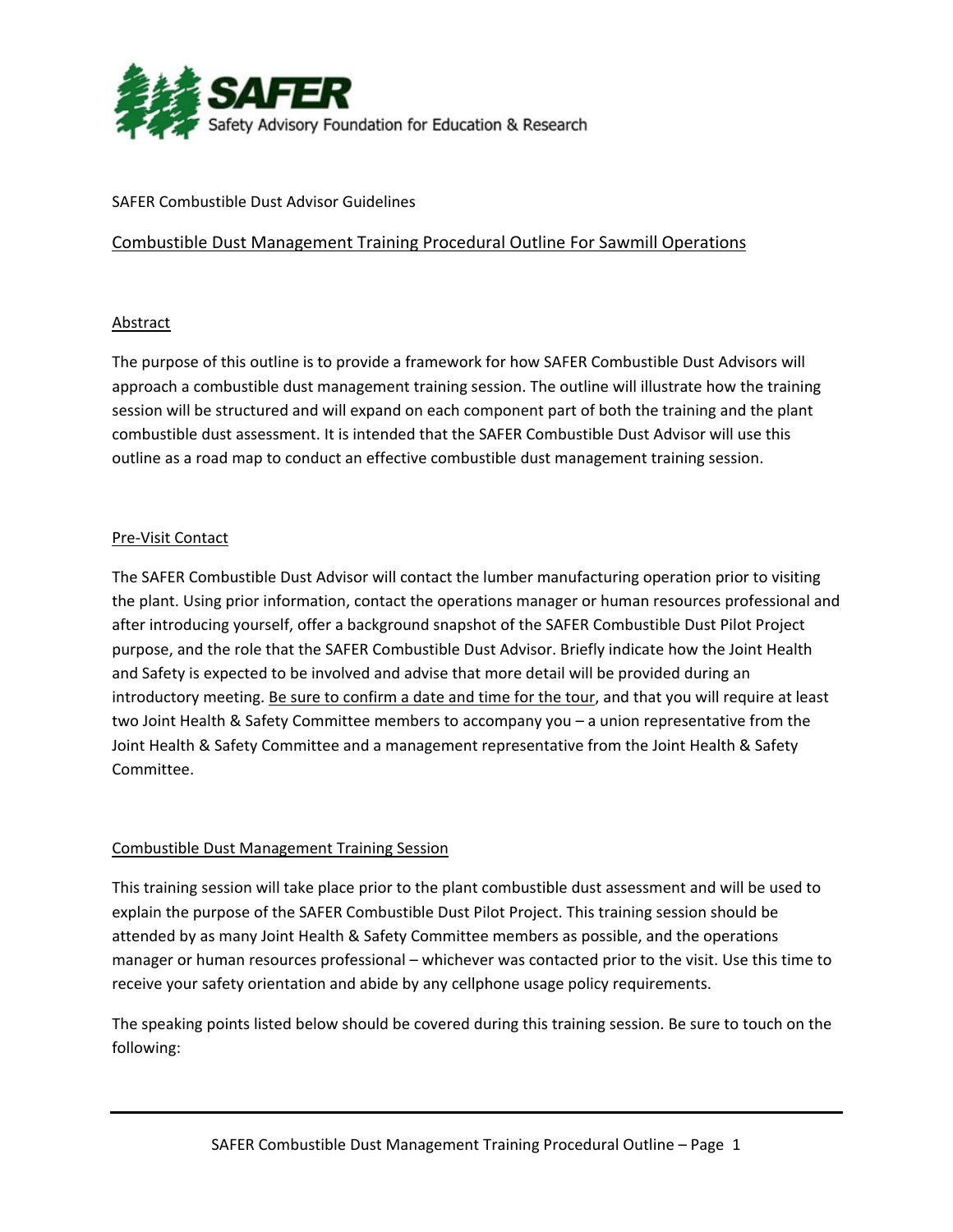**SAFER**
Safety Advisory Foundation for Education & Research

SAFER Combustible Dust Advisor Guidelines

# Combustible Dust Management Training Procedural Outline For Sawmill Operations

## Abstract

The purpose of this outline is to provide a framework for how SAFER Combustible Dust Advisors will approach a combustible dust management training session. The outline will illustrate how the training session will be structured and will expand on each component part of both the training and the plant combustible dust assessment. It is intended that the SAFER Combustible Dust Advisor will use this outline as a road map to conduct an effective combustible dust management training session.

## Pre-Visit Contact

The SAFER Combustible Dust Advisor will contact the lumber manufacturing operation prior to visiting the plant. Using prior information, contact the operations manager or human resources professional and after introducing yourself, offer a background snapshot of the SAFER Combustible Dust Pilot Project purpose, and the role that the SAFER Combustible Dust Advisor. Briefly indicate how the Joint Health and Safety is expected to be involved and advise that more detail will be provided during an introductory meeting. Be sure to confirm a date and time for the tour, and that you will require at least two Joint Health & Safety Committee members to accompany you – a union representative from the Joint Health & Safety Committee and a management representative from the Joint Health & Safety Committee.

## Combustible Dust Management Training Session

This training session will take place prior to the plant combustible dust assessment and will be used to explain the purpose of the SAFER Combustible Dust Pilot Project. This training session should be attended by as many Joint Health & Safety Committee members as possible, and the operations manager or human resources professional – whichever was contacted prior to the visit. Use this time to receive your safety orientation and abide by any cellphone usage policy requirements.

The speaking points listed below should be covered during this training session. Be sure to touch on the following: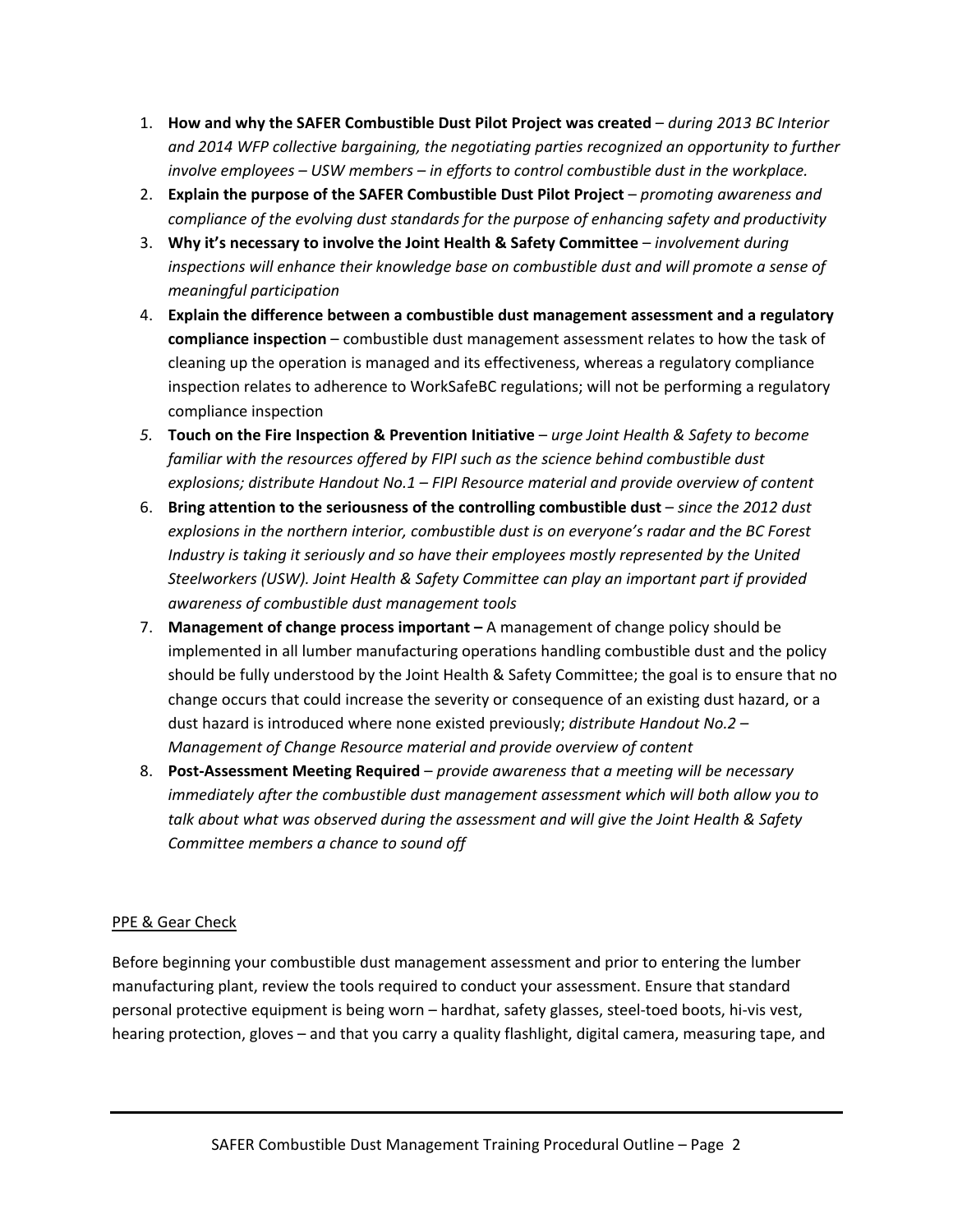1. **How and why the SAFER Combustible Dust Pilot Project was created** – *during 2013 BC Interior and 2014 WFP collective bargaining, the negotiating parties recognized an opportunity to further involve employees – USW members – in efforts to control combustible dust in the workplace.*
2. **Explain the purpose of the SAFER Combustible Dust Pilot Project** – *promoting awareness and compliance of the evolving dust standards for the purpose of enhancing safety and productivity*
3. **Why it's necessary to involve the Joint Health & Safety Committee** – *involvement during inspections will enhance their knowledge base on combustible dust and will promote a sense of meaningful participation*
4. **Explain the difference between a combustible dust management assessment and a regulatory compliance inspection** – combustible dust management assessment relates to how the task of cleaning up the operation is managed and its effectiveness, whereas a regulatory compliance inspection relates to adherence to WorkSafeBC regulations; will not be performing a regulatory compliance inspection
5. **Touch on the Fire Inspection & Prevention Initiative** – *urge Joint Health & Safety to become familiar with the resources offered by FIPI such as the science behind combustible dust explosions; distribute Handout No.1 – FIPI Resource material and provide overview of content*
6. **Bring attention to the seriousness of the controlling combustible dust** – *since the 2012 dust explosions in the northern interior, combustible dust is on everyone's radar and the BC Forest Industry is taking it seriously and so have their employees mostly represented by the United Steelworkers (USW). Joint Health & Safety Committee can play an important part if provided awareness of combustible dust management tools*
7. **Management of change process important –** A management of change policy should be implemented in all lumber manufacturing operations handling combustible dust and the policy should be fully understood by the Joint Health & Safety Committee; the goal is to ensure that no change occurs that could increase the severity or consequence of an existing dust hazard, or a dust hazard is introduced where none existed previously; *distribute Handout No.2 – Management of Change Resource material and provide overview of content*
8. **Post-Assessment Meeting Required** – *provide awareness that a meeting will be necessary immediately after the combustible dust management assessment which will both allow you to talk about what was observed during the assessment and will give the Joint Health & Safety Committee members a chance to sound off*

<u>PPE & Gear Check</u>

Before beginning your combustible dust management assessment and prior to entering the lumber manufacturing plant, review the tools required to conduct your assessment. Ensure that standard personal protective equipment is being worn – hardhat, safety glasses, steel-toed boots, hi-vis vest, hearing protection, gloves – and that you carry a quality flashlight, digital camera, measuring tape, and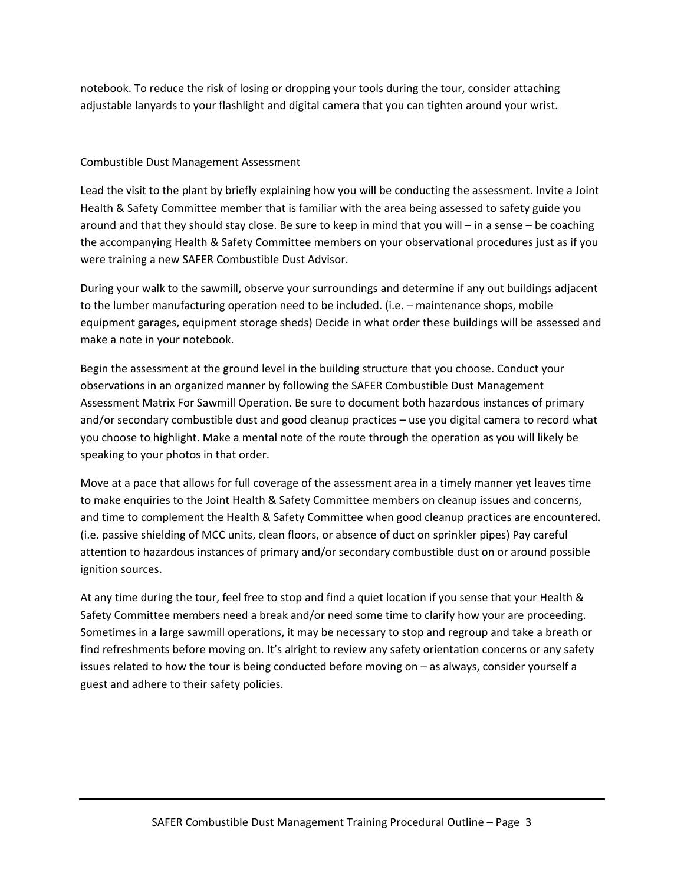notebook. To reduce the risk of losing or dropping your tools during the tour, consider attaching adjustable lanyards to your flashlight and digital camera that you can tighten around your wrist.

<u>Combustible Dust Management Assessment</u>

Lead the visit to the plant by briefly explaining how you will be conducting the assessment. Invite a Joint Health & Safety Committee member that is familiar with the area being assessed to safety guide you around and that they should stay close. Be sure to keep in mind that you will – in a sense – be coaching the accompanying Health & Safety Committee members on your observational procedures just as if you were training a new SAFER Combustible Dust Advisor.

During your walk to the sawmill, observe your surroundings and determine if any out buildings adjacent to the lumber manufacturing operation need to be included. (i.e. – maintenance shops, mobile equipment garages, equipment storage sheds) Decide in what order these buildings will be assessed and make a note in your notebook.

Begin the assessment at the ground level in the building structure that you choose. Conduct your observations in an organized manner by following the SAFER Combustible Dust Management Assessment Matrix For Sawmill Operation. Be sure to document both hazardous instances of primary and/or secondary combustible dust and good cleanup practices – use you digital camera to record what you choose to highlight. Make a mental note of the route through the operation as you will likely be speaking to your photos in that order.

Move at a pace that allows for full coverage of the assessment area in a timely manner yet leaves time to make enquiries to the Joint Health & Safety Committee members on cleanup issues and concerns, and time to complement the Health & Safety Committee when good cleanup practices are encountered. (i.e. passive shielding of MCC units, clean floors, or absence of duct on sprinkler pipes) Pay careful attention to hazardous instances of primary and/or secondary combustible dust on or around possible ignition sources.

At any time during the tour, feel free to stop and find a quiet location if you sense that your Health & Safety Committee members need a break and/or need some time to clarify how your are proceeding. Sometimes in a large sawmill operations, it may be necessary to stop and regroup and take a breath or find refreshments before moving on. It's alright to review any safety orientation concerns or any safety issues related to how the tour is being conducted before moving on – as always, consider yourself a guest and adhere to their safety policies.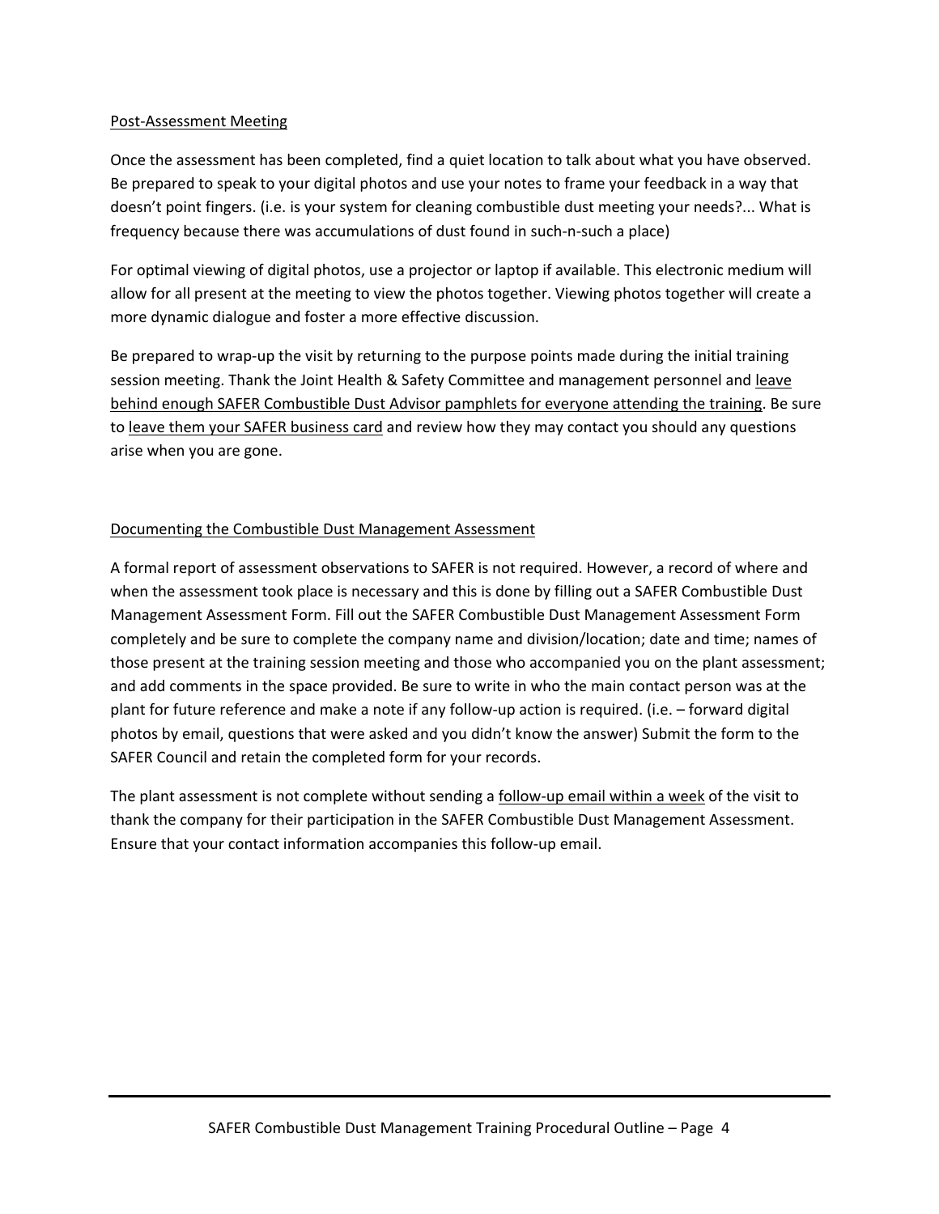<u>Post-Assessment Meeting</u>

Once the assessment has been completed, find a quiet location to talk about what you have observed. Be prepared to speak to your digital photos and use your notes to frame your feedback in a way that doesn't point fingers. (i.e. is your system for cleaning combustible dust meeting your needs?... What is frequency because there was accumulations of dust found in such-n-such a place)

For optimal viewing of digital photos, use a projector or laptop if available. This electronic medium will allow for all present at the meeting to view the photos together. Viewing photos together will create a more dynamic dialogue and foster a more effective discussion.

Be prepared to wrap-up the visit by returning to the purpose points made during the initial training session meeting. Thank the Joint Health & Safety Committee and management personnel and <u>leave behind enough SAFER Combustible Dust Advisor pamphlets for everyone attending the training</u>. Be sure to <u>leave them your SAFER business card</u> and review how they may contact you should any questions arise when you are gone.

<u>Documenting the Combustible Dust Management Assessment</u>

A formal report of assessment observations to SAFER is not required. However, a record of where and when the assessment took place is necessary and this is done by filling out a SAFER Combustible Dust Management Assessment Form. Fill out the SAFER Combustible Dust Management Assessment Form completely and be sure to complete the company name and division/location; date and time; names of those present at the training session meeting and those who accompanied you on the plant assessment; and add comments in the space provided. Be sure to write in who the main contact person was at the plant for future reference and make a note if any follow-up action is required. (i.e. – forward digital photos by email, questions that were asked and you didn't know the answer) Submit the form to the SAFER Council and retain the completed form for your records.

The plant assessment is not complete without sending a <u>follow-up email within a week</u> of the visit to thank the company for their participation in the SAFER Combustible Dust Management Assessment. Ensure that your contact information accompanies this follow-up email.